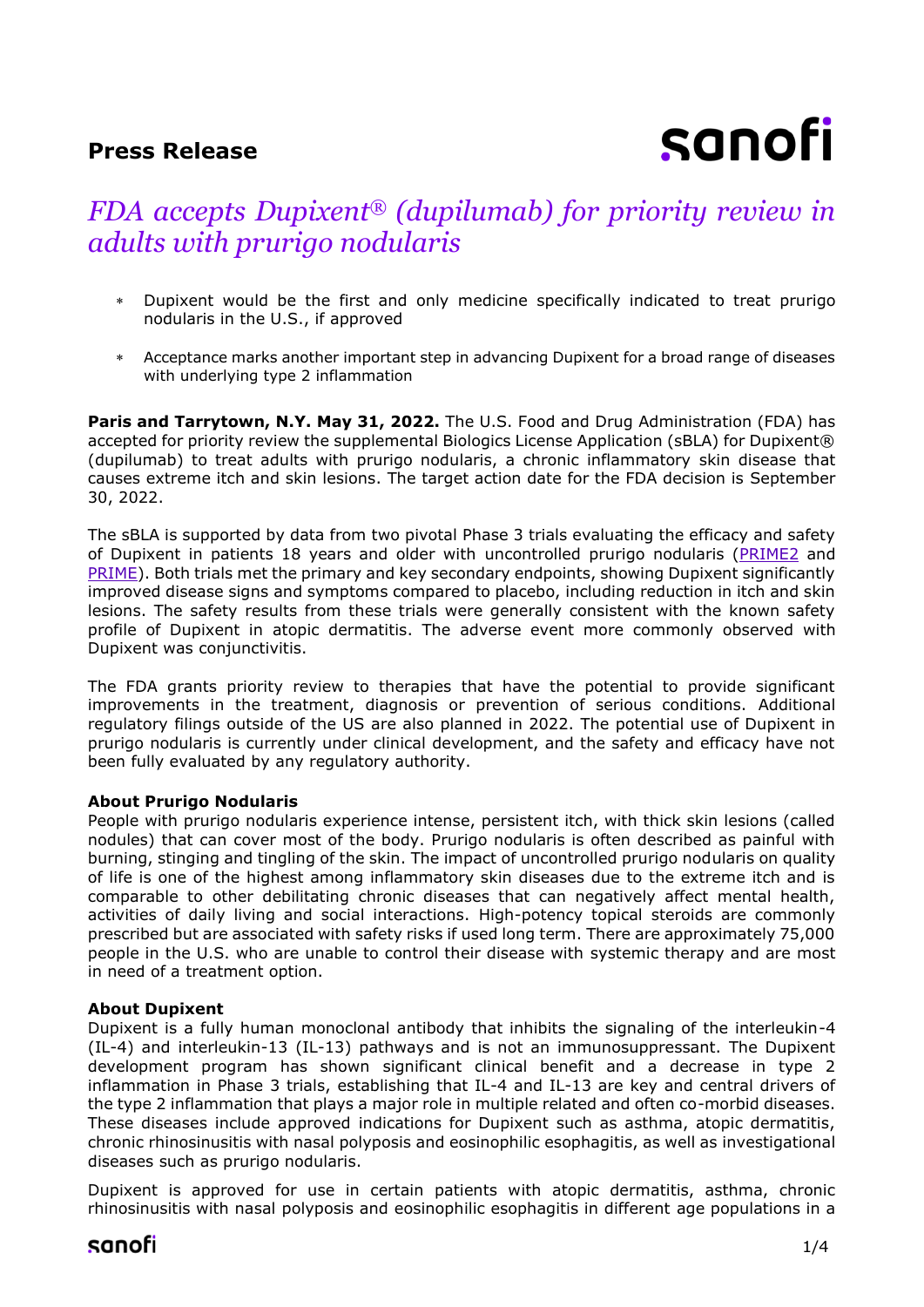**Press Release**

# *FDA accepts Dupixent® (dupilumab) for priority review in adults with prurigo nodularis*

- Dupixent would be the first and only medicine specifically indicated to treat prurigo nodularis in the U.S., if approved
- Acceptance marks another important step in advancing Dupixent for a broad range of diseases with underlying type 2 inflammation

**Paris and Tarrytown, N.Y. May 31, 2022.** The U.S. Food and Drug Administration (FDA) has accepted for priority review the supplemental Biologics License Application (sBLA) for Dupixent® (dupilumab) to treat adults with prurigo nodularis, a chronic inflammatory skin disease that causes extreme itch and skin lesions. The target action date for the FDA decision is September 30, 2022.

The sBLA is supported by data from two pivotal Phase 3 trials evaluating the efficacy and safety of Dupixent in patients 18 years and older with uncontrolled prurigo nodularis (PRIME2 and PRIME). Both trials met the primary and key secondary endpoints, showing Dupixent significantly improved disease signs and symptoms compared to placebo, including reduction in itch and skin lesions. The safety results from these trials were generally consistent with the known safety profile of Dupixent in atopic dermatitis. The adverse event more commonly observed with Dupixent was conjunctivitis.

The FDA grants priority review to therapies that have the potential to provide significant improvements in the treatment, diagnosis or prevention of serious conditions. Additional regulatory filings outside of the US are also planned in 2022. The potential use of Dupixent in prurigo nodularis is currently under clinical development, and the safety and efficacy have not been fully evaluated by any regulatory authority.

**About Prurigo Nodularis**

People with prurigo nodularis experience intense, persistent itch, with thick skin lesions (called nodules) that can cover most of the body. Prurigo nodularis is often described as painful with burning, stinging and tingling of the skin. The impact of uncontrolled prurigo nodularis on quality of life is one of the highest among inflammatory skin diseases due to the extreme itch and is comparable to other debilitating chronic diseases that can negatively affect mental health, activities of daily living and social interactions. High-potency topical steroids are commonly prescribed but are associated with safety risks if used long term. There are approximately 75,000 people in the U.S. who are unable to control their disease with systemic therapy and are most in need of a treatment option.

**About Dupixent**

Dupixent is a fully human monoclonal antibody that inhibits the signaling of the interleukin-4 (IL-4) and interleukin-13 (IL-13) pathways and is not an immunosuppressant. The Dupixent development program has shown significant clinical benefit and a decrease in type 2 inflammation in Phase 3 trials, establishing that IL-4 and IL-13 are key and central drivers of the type 2 inflammation that plays a major role in multiple related and often co-morbid diseases. These diseases include approved indications for Dupixent such as asthma, atopic dermatitis, chronic rhinosinusitis with nasal polyposis and eosinophilic esophagitis, as well as investigational diseases such as prurigo nodularis.

Dupixent is approved for use in certain patients with atopic dermatitis, asthma, chronic rhinosinusitis with nasal polyposis and eosinophilic esophagitis in different age populations in a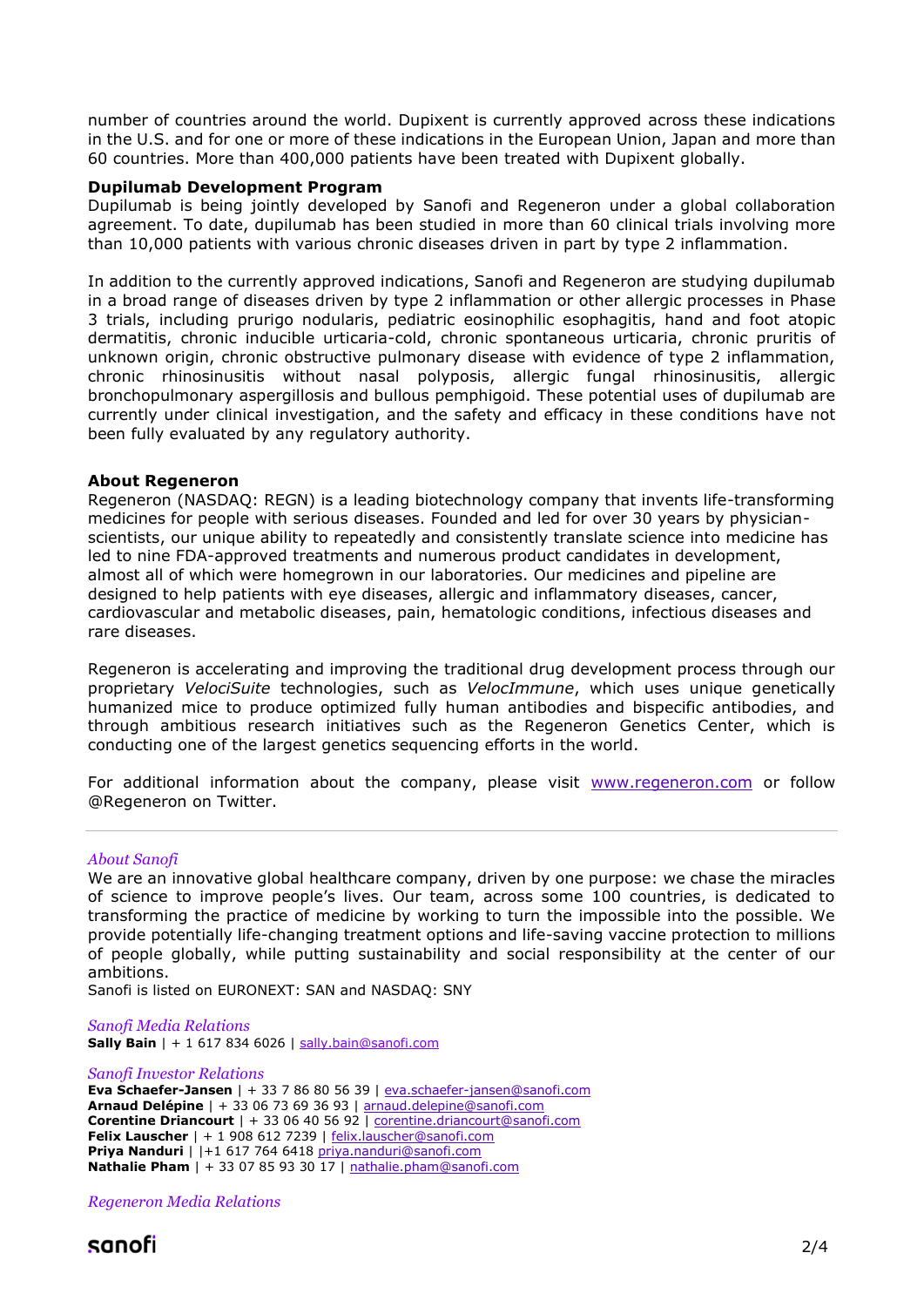number of countries around the world. Dupixent is currently approved across these indications in the U.S. and for one or more of these indications in the European Union, Japan and more than 60 countries. More than 400,000 patients have been treated with Dupixent globally.

**Dupilumab Development Program**
Dupilumab is being jointly developed by Sanofi and Regeneron under a global collaboration agreement. To date, dupilumab has been studied in more than 60 clinical trials involving more than 10,000 patients with various chronic diseases driven in part by type 2 inflammation.

In addition to the currently approved indications, Sanofi and Regeneron are studying dupilumab in a broad range of diseases driven by type 2 inflammation or other allergic processes in Phase 3 trials, including prurigo nodularis, pediatric eosinophilic esophagitis, hand and foot atopic dermatitis, chronic inducible urticaria-cold, chronic spontaneous urticaria, chronic pruritis of unknown origin, chronic obstructive pulmonary disease with evidence of type 2 inflammation, chronic rhinosinusitis without nasal polyposis, allergic fungal rhinosinusitis, allergic bronchopulmonary aspergillosis and bullous pemphigoid. These potential uses of dupilumab are currently under clinical investigation, and the safety and efficacy in these conditions have not been fully evaluated by any regulatory authority.

**About Regeneron**
Regeneron (NASDAQ: REGN) is a leading biotechnology company that invents life-transforming medicines for people with serious diseases. Founded and led for over 30 years by physician-scientists, our unique ability to repeatedly and consistently translate science into medicine has led to nine FDA-approved treatments and numerous product candidates in development, almost all of which were homegrown in our laboratories. Our medicines and pipeline are designed to help patients with eye diseases, allergic and inflammatory diseases, cancer, cardiovascular and metabolic diseases, pain, hematologic conditions, infectious diseases and rare diseases.

Regeneron is accelerating and improving the traditional drug development process through our proprietary *VelociSuite* technologies, such as *VelocImmune*, which uses unique genetically humanized mice to produce optimized fully human antibodies and bispecific antibodies, and through ambitious research initiatives such as the Regeneron Genetics Center, which is conducting one of the largest genetics sequencing efforts in the world.

For additional information about the company, please visit www.regeneron.com or follow @Regeneron on Twitter.

---

*About Sanofi*
We are an innovative global healthcare company, driven by one purpose: we chase the miracles of science to improve people's lives. Our team, across some 100 countries, is dedicated to transforming the practice of medicine by working to turn the impossible into the possible. We provide potentially life-changing treatment options and life-saving vaccine protection to millions of people globally, while putting sustainability and social responsibility at the center of our ambitions.
Sanofi is listed on EURONEXT: SAN and NASDAQ: SNY

*Sanofi Media Relations*
**Sally Bain** | + 1 617 834 6026 | sally.bain@sanofi.com

*Sanofi Investor Relations*
**Eva Schaefer-Jansen** | + 33 7 86 80 56 39 | eva.schaefer-jansen@sanofi.com
**Arnaud Delépine** | + 33 06 73 69 36 93 | arnaud.delepine@sanofi.com
**Corentine Driancourt** | + 33 06 40 56 92 | corentine.driancourt@sanofi.com
**Felix Lauscher** | + 1 908 612 7239 | felix.lauscher@sanofi.com
**Priya Nanduri** | |+1 617 764 6418 priya.nanduri@sanofi.com
**Nathalie Pham** | + 33 07 85 93 30 17 | nathalie.pham@sanofi.com

*Regeneron Media Relations*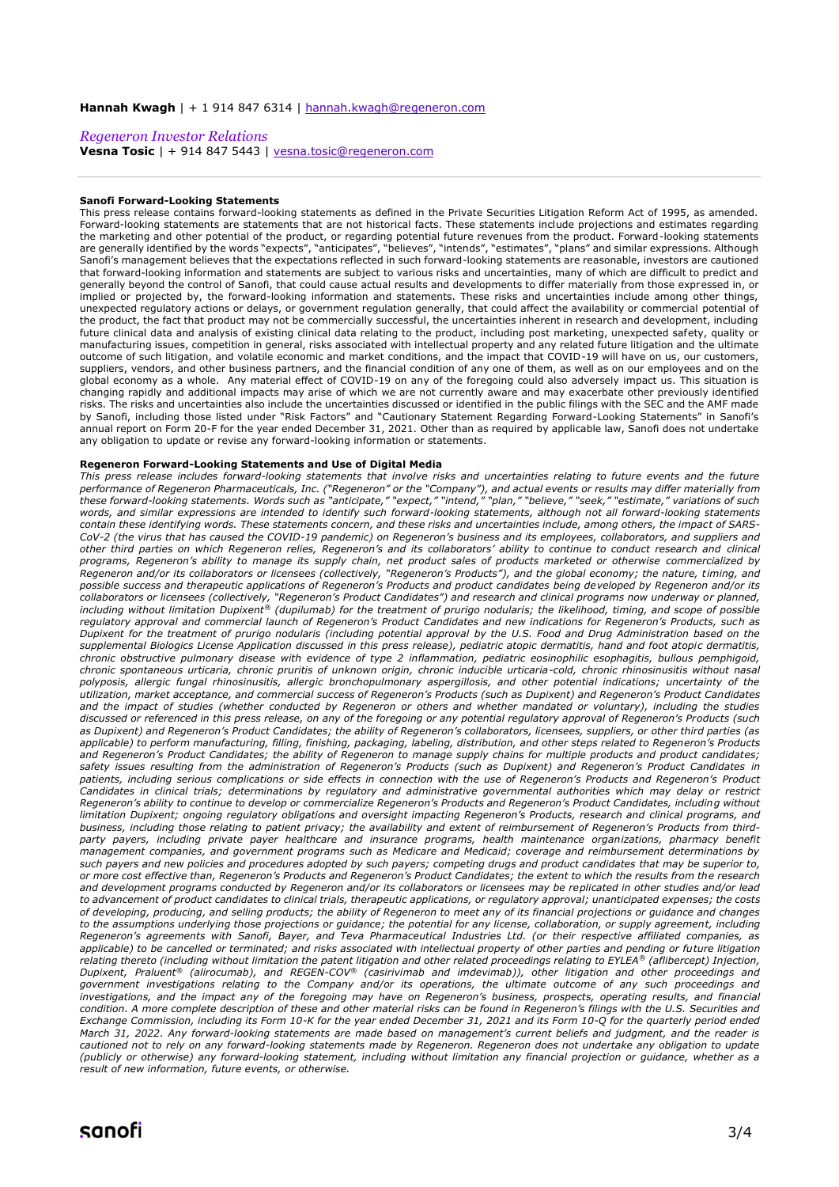**Hannah Kwagh** | + 1 914 847 6314 | hannah.kwagh@regeneron.com

*Regeneron Investor Relations*
**Vesna Tosic** | + 914 847 5443 | vesna.tosic@regeneron.com

**Sanofi Forward-Looking Statements**

This press release contains forward-looking statements as defined in the Private Securities Litigation Reform Act of 1995, as amended. Forward-looking statements are statements that are not historical facts. These statements include projections and estimates regarding the marketing and other potential of the product, or regarding potential future revenues from the product. Forward-looking statements are generally identified by the words "expects", "anticipates", "believes", "intends", "estimates", "plans" and similar expressions. Although Sanofi's management believes that the expectations reflected in such forward-looking statements are reasonable, investors are cautioned that forward-looking information and statements are subject to various risks and uncertainties, many of which are difficult to predict and generally beyond the control of Sanofi, that could cause actual results and developments to differ materially from those expressed in, or implied or projected by, the forward-looking information and statements. These risks and uncertainties include among other things, unexpected regulatory actions or delays, or government regulation generally, that could affect the availability or commercial potential of the product, the fact that product may not be commercially successful, the uncertainties inherent in research and development, including future clinical data and analysis of existing clinical data relating to the product, including post marketing, unexpected safety, quality or manufacturing issues, competition in general, risks associated with intellectual property and any related future litigation and the ultimate outcome of such litigation, and volatile economic and market conditions, and the impact that COVID-19 will have on us, our customers, suppliers, vendors, and other business partners, and the financial condition of any one of them, as well as on our employees and on the global economy as a whole. Any material effect of COVID-19 on any of the foregoing could also adversely impact us. This situation is changing rapidly and additional impacts may arise of which we are not currently aware and may exacerbate other previously identified risks. The risks and uncertainties also include the uncertainties discussed or identified in the public filings with the SEC and the AMF made by Sanofi, including those listed under "Risk Factors" and "Cautionary Statement Regarding Forward-Looking Statements" in Sanofi's annual report on Form 20-F for the year ended December 31, 2021. Other than as required by applicable law, Sanofi does not undertake any obligation to update or revise any forward-looking information or statements.

**Regeneron Forward-Looking Statements and Use of Digital Media**

*This press release includes forward-looking statements that involve risks and uncertainties relating to future events and the future performance of Regeneron Pharmaceuticals, Inc. ("Regeneron" or the "Company"), and actual events or results may differ materially from these forward-looking statements. Words such as "anticipate," "expect," "intend," "plan," "believe," "seek," "estimate," variations of such words, and similar expressions are intended to identify such forward-looking statements, although not all forward-looking statements contain these identifying words. These statements concern, and these risks and uncertainties include, among others, the impact of SARS-CoV-2 (the virus that has caused the COVID-19 pandemic) on Regeneron's business and its employees, collaborators, and suppliers and other third parties on which Regeneron relies, Regeneron's and its collaborators' ability to continue to conduct research and clinical programs, Regeneron's ability to manage its supply chain, net product sales of products marketed or otherwise commercialized by Regeneron and/or its collaborators or licensees (collectively, "Regeneron's Products"), and the global economy; the nature, timing, and possible success and therapeutic applications of Regeneron's Products and product candidates being developed by Regeneron and/or its collaborators or licensees (collectively, "Regeneron's Product Candidates") and research and clinical programs now underway or planned, including without limitation Dupixent® (dupilumab) for the treatment of prurigo nodularis; the likelihood, timing, and scope of possible regulatory approval and commercial launch of Regeneron's Product Candidates and new indications for Regeneron's Products, such as Dupixent for the treatment of prurigo nodularis (including potential approval by the U.S. Food and Drug Administration based on the supplemental Biologics License Application discussed in this press release), pediatric atopic dermatitis, hand and foot atopic dermatitis, chronic obstructive pulmonary disease with evidence of type 2 inflammation, pediatric eosinophilic esophagitis, bullous pemphigoid, chronic spontaneous urticaria, chronic pruritis of unknown origin, chronic inducible urticaria-cold, chronic rhinosinusitis without nasal polyposis, allergic fungal rhinosinusitis, allergic bronchopulmonary aspergillosis, and other potential indications; uncertainty of the utilization, market acceptance, and commercial success of Regeneron's Products (such as Dupixent) and Regeneron's Product Candidates and the impact of studies (whether conducted by Regeneron or others and whether mandated or voluntary), including the studies discussed or referenced in this press release, on any of the foregoing or any potential regulatory approval of Regeneron's Products (such as Dupixent) and Regeneron's Product Candidates; the ability of Regeneron's collaborators, licensees, suppliers, or other third parties (as applicable) to perform manufacturing, filling, finishing, packaging, labeling, distribution, and other steps related to Regeneron's Products and Regeneron's Product Candidates; the ability of Regeneron to manage supply chains for multiple products and product candidates; safety issues resulting from the administration of Regeneron's Products (such as Dupixent) and Regeneron's Product Candidates in patients, including serious complications or side effects in connection with the use of Regeneron's Products and Regeneron's Product Candidates in clinical trials; determinations by regulatory and administrative governmental authorities which may delay or restrict Regeneron's ability to continue to develop or commercialize Regeneron's Products and Regeneron's Product Candidates, including without limitation Dupixent; ongoing regulatory obligations and oversight impacting Regeneron's Products, research and clinical programs, and business, including those relating to patient privacy; the availability and extent of reimbursement of Regeneron's Products from third-party payers, including private payer healthcare and insurance programs, health maintenance organizations, pharmacy benefit management companies, and government programs such as Medicare and Medicaid; coverage and reimbursement determinations by such payers and new policies and procedures adopted by such payers; competing drugs and product candidates that may be superior to, or more cost effective than, Regeneron's Products and Regeneron's Product Candidates; the extent to which the results from the research and development programs conducted by Regeneron and/or its collaborators or licensees may be replicated in other studies and/or lead to advancement of product candidates to clinical trials, therapeutic applications, or regulatory approval; unanticipated expenses; the costs of developing, producing, and selling products; the ability of Regeneron to meet any of its financial projections or guidance and changes to the assumptions underlying those projections or guidance; the potential for any license, collaboration, or supply agreement, including Regeneron's agreements with Sanofi, Bayer, and Teva Pharmaceutical Industries Ltd. (or their respective affiliated companies, as applicable) to be cancelled or terminated; and risks associated with intellectual property of other parties and pending or future litigation relating thereto (including without limitation the patent litigation and other related proceedings relating to EYLEA® (aflibercept) Injection, Dupixent, Praluent® (alirocumab), and REGEN-COV® (casirivimab and imdevimab)), other litigation and other proceedings and government investigations relating to the Company and/or its operations, the ultimate outcome of any such proceedings and investigations, and the impact any of the foregoing may have on Regeneron's business, prospects, operating results, and financial condition. A more complete description of these and other material risks can be found in Regeneron's filings with the U.S. Securities and Exchange Commission, including its Form 10-K for the year ended December 31, 2021 and its Form 10-Q for the quarterly period ended March 31, 2022. Any forward-looking statements are made based on management's current beliefs and judgment, and the reader is cautioned not to rely on any forward-looking statements made by Regeneron. Regeneron does not undertake any obligation to update (publicly or otherwise) any forward-looking statement, including without limitation any financial projection or guidance, whether as a result of new information, future events, or otherwise.*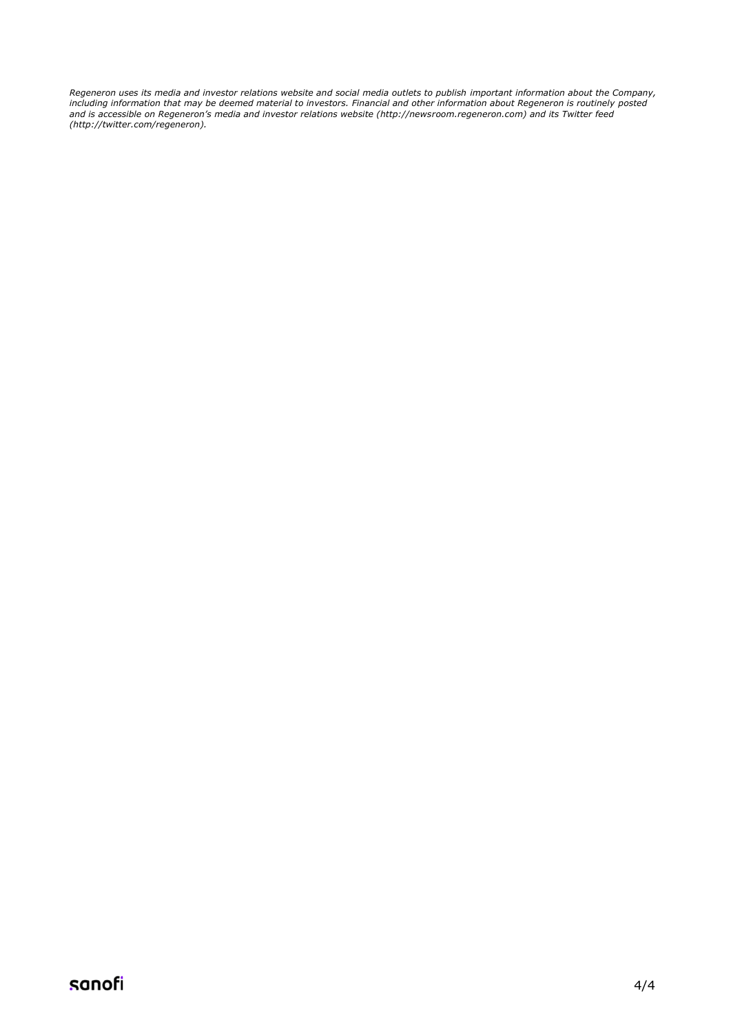*Regeneron uses its media and investor relations website and social media outlets to publish important information about the Company, including information that may be deemed material to investors. Financial and other information about Regeneron is routinely posted and is accessible on Regeneron's media and investor relations website (http://newsroom.regeneron.com) and its Twitter feed (http://twitter.com/regeneron).*